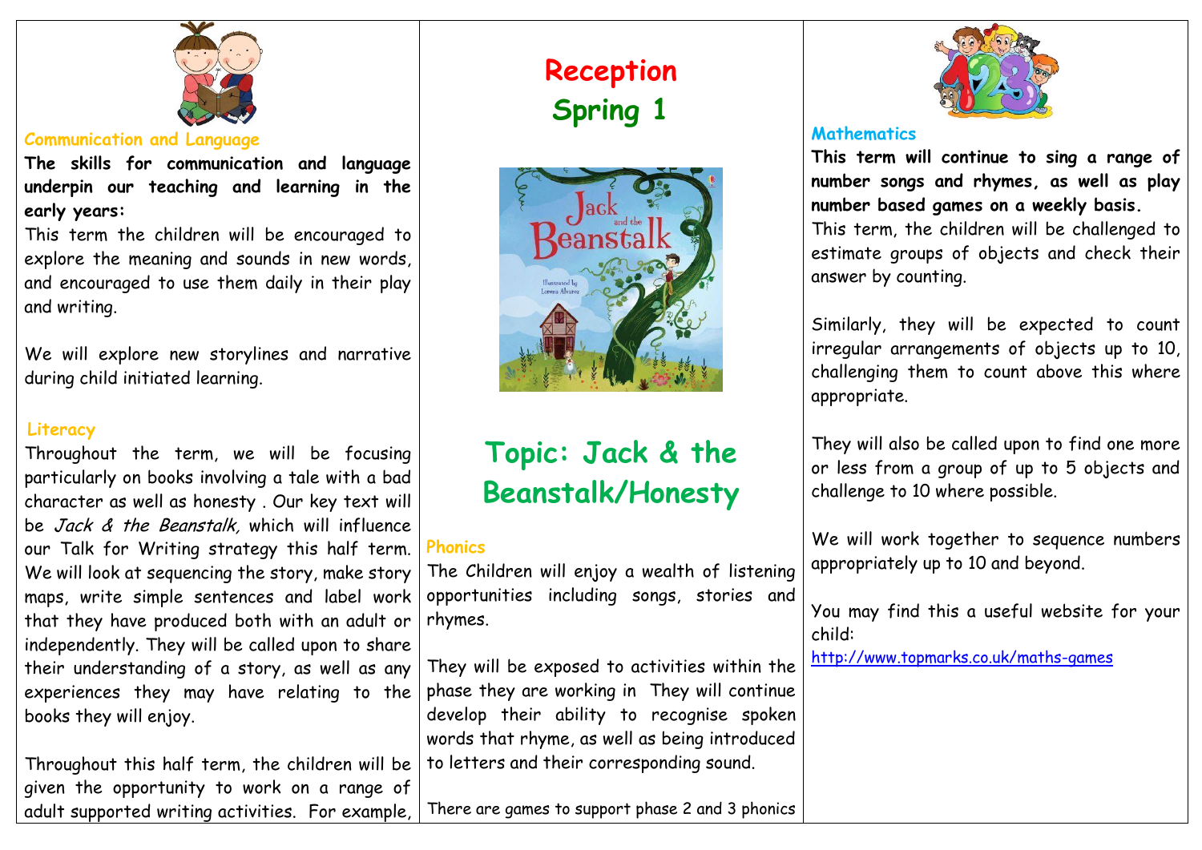# Reception
# Spring 1

## Topic: Jack & the Beanstalk/Honesty

### Communication and Language

**The skills for communication and language underpin our teaching and learning in the early years:**

This term the children will be encouraged to explore the meaning and sounds in new words, and encouraged to use them daily in their play and writing.

We will explore new storylines and narrative during child initiated learning.

### Literacy

Throughout the term, we will be focusing particularly on books involving a tale with a bad character as well as honesty . Our key text will be *Jack & the Beanstalk,* which will influence our Talk for Writing strategy this half term. We will look at sequencing the story, make story maps, write simple sentences and label work that they have produced both with an adult or independently. They will be called upon to share their understanding of a story, as well as any experiences they may have relating to the books they will enjoy.

Throughout this half term, the children will be given the opportunity to work on a range of adult supported writing activities. For example,

### Phonics

The Children will enjoy a wealth of listening opportunities including songs, stories and rhymes.

They will be exposed to activities within the phase they are working in They will continue develop their ability to recognise spoken words that rhyme, as well as being introduced to letters and their corresponding sound.

There are games to support phase 2 and 3 phonics

### Mathematics

**This term will continue to sing a range of number songs and rhymes, as well as play number based games on a weekly basis.**

This term, the children will be challenged to estimate groups of objects and check their answer by counting.

Similarly, they will be expected to count irregular arrangements of objects up to 10, challenging them to count above this where appropriate.

They will also be called upon to find one more or less from a group of up to 5 objects and challenge to 10 where possible.

We will work together to sequence numbers appropriately up to 10 and beyond.

You may find this a useful website for your child:

http://www.topmarks.co.uk/maths-games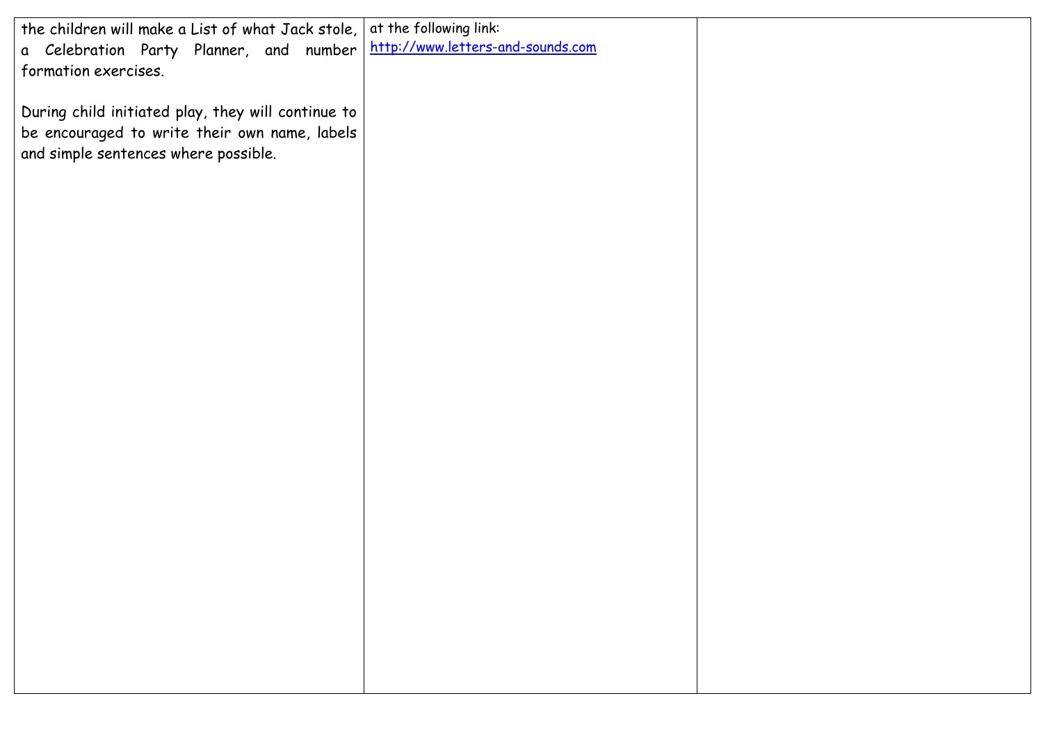| | | |
|---|---|---|
| the children will make a List of what Jack stole, a Celebration Party Planner, and number formation exercises.<br><br>During child initiated play, they will continue to be encouraged to write their own name, labels and simple sentences where possible. | at the following link:<br>[http://www.letters-and-sounds.com](http://www.letters-and-sounds.com) | |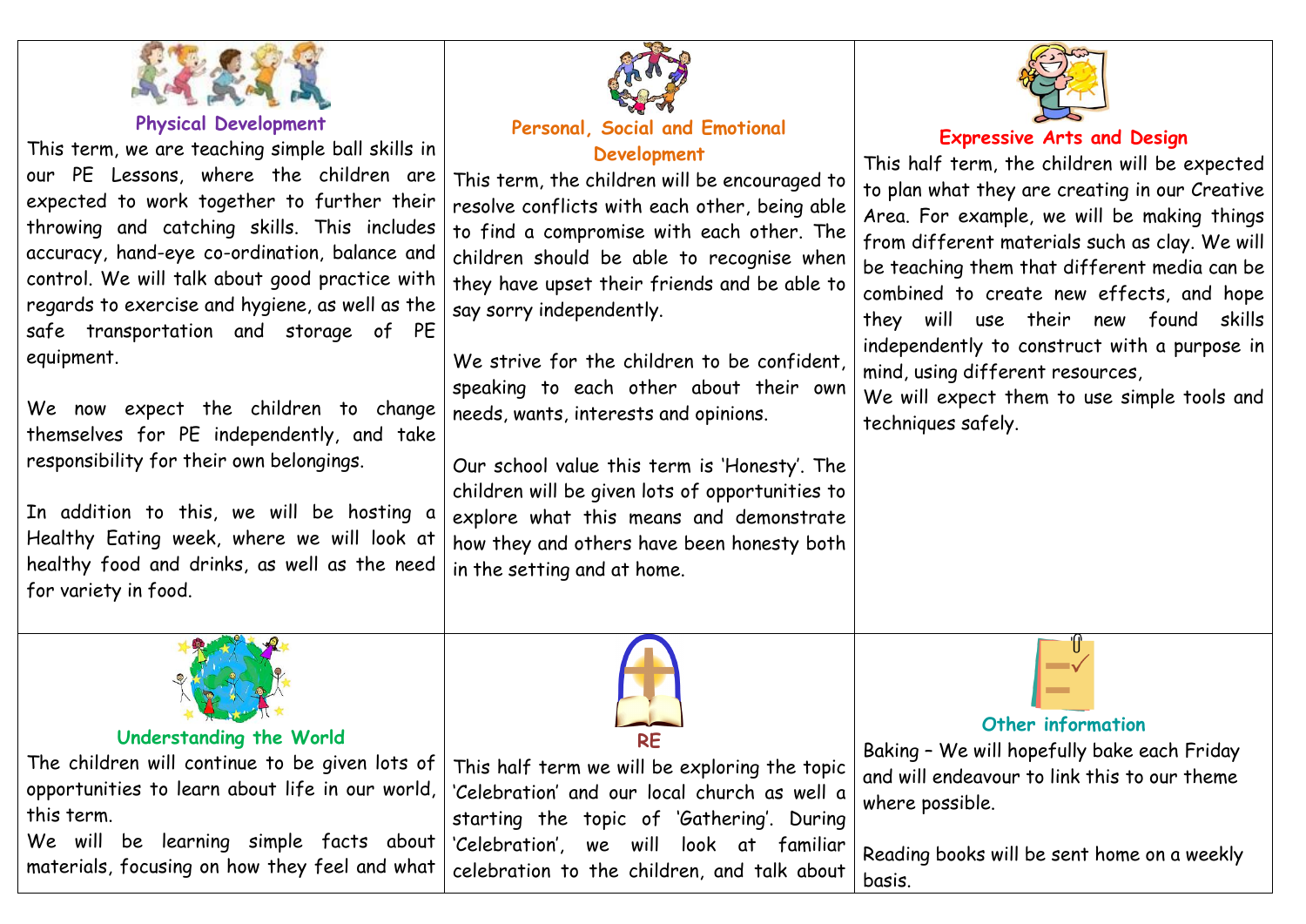## Physical Development

This term, we are teaching simple ball skills in our PE Lessons, where the children are expected to work together to further their throwing and catching skills. This includes accuracy, hand-eye co-ordination, balance and control. We will talk about good practice with regards to exercise and hygiene, as well as the safe transportation and storage of PE equipment.

We now expect the children to change themselves for PE independently, and take responsibility for their own belongings.

In addition to this, we will be hosting a Healthy Eating week, where we will look at healthy food and drinks, as well as the need for variety in food.

## Personal, Social and Emotional Development

This term, the children will be encouraged to resolve conflicts with each other, being able to find a compromise with each other. The children should be able to recognise when they have upset their friends and be able to say sorry independently.

We strive for the children to be confident, speaking to each other about their own needs, wants, interests and opinions.

Our school value this term is 'Honesty'. The children will be given lots of opportunities to explore what this means and demonstrate how they and others have been honesty both in the setting and at home.

## Expressive Arts and Design

This half term, the children will be expected to plan what they are creating in our Creative Area. For example, we will be making things from different materials such as clay. We will be teaching them that different media can be combined to create new effects, and hope they will use their new found skills independently to construct with a purpose in mind, using different resources,

We will expect them to use simple tools and techniques safely.

## Understanding the World

The children will continue to be given lots of opportunities to learn about life in our world, this term.

We will be learning simple facts about materials, focusing on how they feel and what

## RE

This half term we will be exploring the topic 'Celebration' and our local church as well a starting the topic of 'Gathering'. During 'Celebration', we will look at familiar celebration to the children, and talk about

## Other information

Baking – We will hopefully bake each Friday and will endeavour to link this to our theme where possible.

Reading books will be sent home on a weekly basis.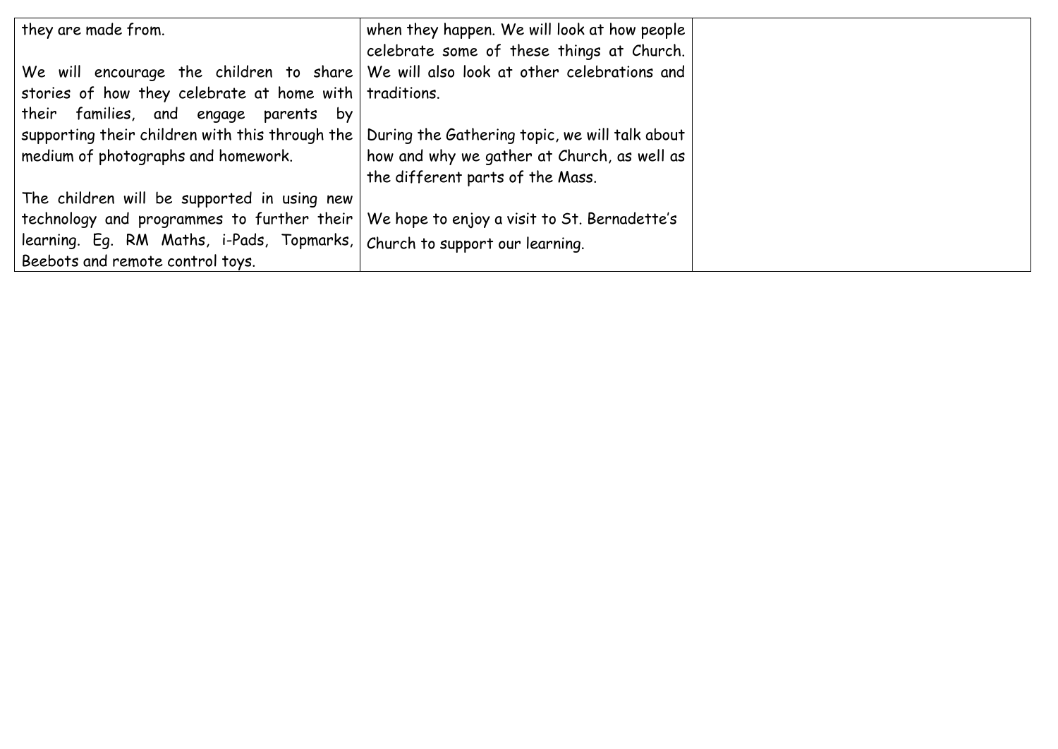| | | |
|---|---|---|
| they are made from.<br><br>We will encourage the children to share stories of how they celebrate at home with their families, and engage parents by supporting their children with this through the medium of photographs and homework.<br><br>The children will be supported in using new technology and programmes to further their learning. Eg. RM Maths, i-Pads, Topmarks, Beebots and remote control toys. | when they happen. We will look at how people celebrate some of these things at Church. We will also look at other celebrations and traditions.<br><br>During the Gathering topic, we will talk about how and why we gather at Church, as well as the different parts of the Mass.<br><br>We hope to enjoy a visit to St. Bernadette's Church to support our learning. | |